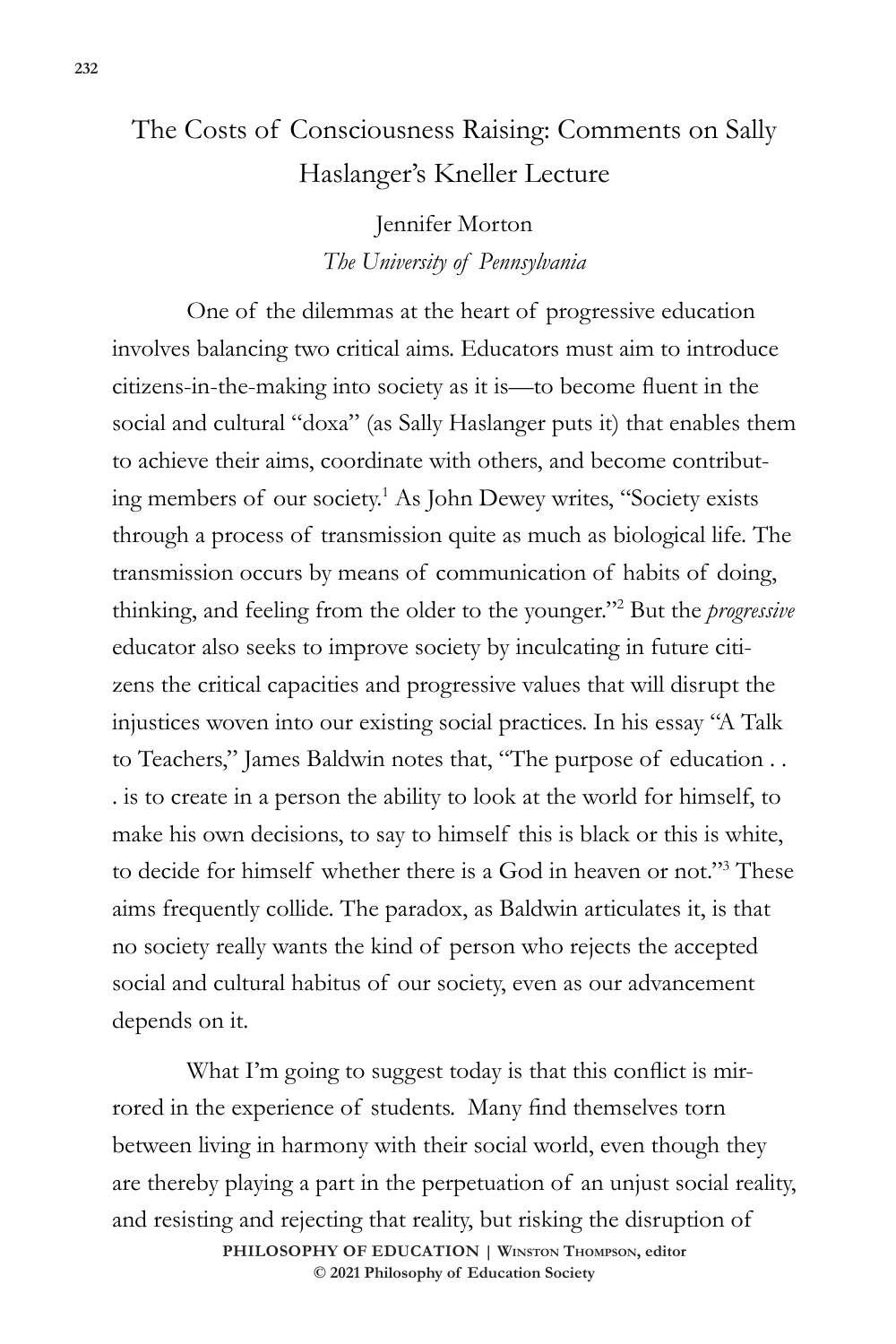# The Costs of Consciousness Raising: Comments on Sally Haslanger's Kneller Lecture

Jennifer Morton
*The University of Pennsylvania*

One of the dilemmas at the heart of progressive education involves balancing two critical aims. Educators must aim to introduce citizens-in-the-making into society as it is—to become fluent in the social and cultural "doxa" (as Sally Haslanger puts it) that enables them to achieve their aims, coordinate with others, and become contributing members of our society.[1] As John Dewey writes, "Society exists through a process of transmission quite as much as biological life. The transmission occurs by means of communication of habits of doing, thinking, and feeling from the older to the younger."[2] But the *progressive* educator also seeks to improve society by inculcating in future citizens the critical capacities and progressive values that will disrupt the injustices woven into our existing social practices. In his essay "A Talk to Teachers," James Baldwin notes that, "The purpose of education . . . is to create in a person the ability to look at the world for himself, to make his own decisions, to say to himself this is black or this is white, to decide for himself whether there is a God in heaven or not."[3] These aims frequently collide. The paradox, as Baldwin articulates it, is that no society really wants the kind of person who rejects the accepted social and cultural habitus of our society, even as our advancement depends on it.

What I'm going to suggest today is that this conflict is mirrored in the experience of students. Many find themselves torn between living in harmony with their social world, even though they are thereby playing a part in the perpetuation of an unjust social reality, and resisting and rejecting that reality, but risking the disruption of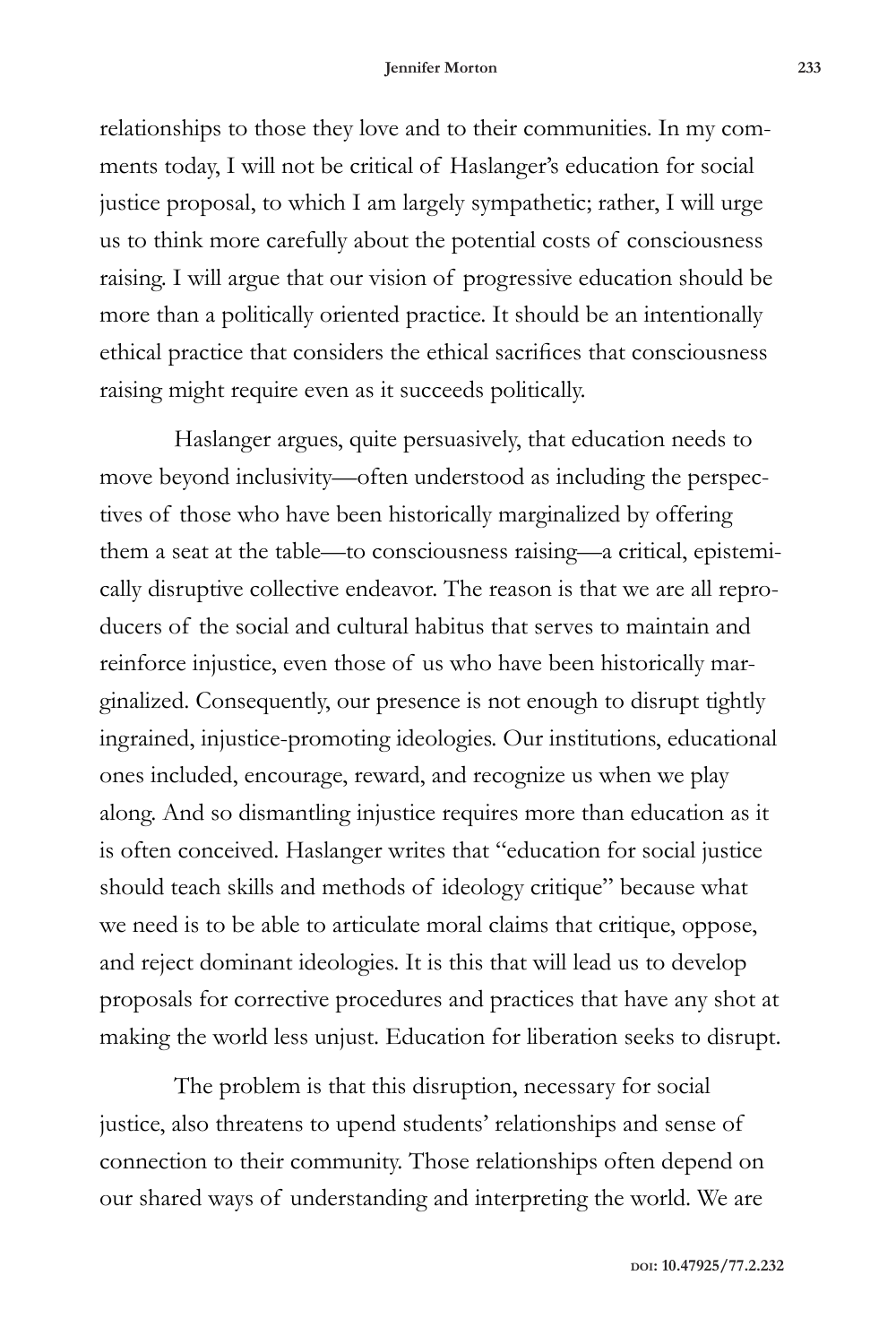relationships to those they love and to their communities. In my comments today, I will not be critical of Haslanger's education for social justice proposal, to which I am largely sympathetic; rather, I will urge us to think more carefully about the potential costs of consciousness raising. I will argue that our vision of progressive education should be more than a politically oriented practice. It should be an intentionally ethical practice that considers the ethical sacrifices that consciousness raising might require even as it succeeds politically.

Haslanger argues, quite persuasively, that education needs to move beyond inclusivity—often understood as including the perspectives of those who have been historically marginalized by offering them a seat at the table—to consciousness raising—a critical, epistemically disruptive collective endeavor. The reason is that we are all reproducers of the social and cultural habitus that serves to maintain and reinforce injustice, even those of us who have been historically marginalized. Consequently, our presence is not enough to disrupt tightly ingrained, injustice-promoting ideologies. Our institutions, educational ones included, encourage, reward, and recognize us when we play along. And so dismantling injustice requires more than education as it is often conceived. Haslanger writes that "education for social justice should teach skills and methods of ideology critique" because what we need is to be able to articulate moral claims that critique, oppose, and reject dominant ideologies. It is this that will lead us to develop proposals for corrective procedures and practices that have any shot at making the world less unjust. Education for liberation seeks to disrupt.

The problem is that this disruption, necessary for social justice, also threatens to upend students' relationships and sense of connection to their community. Those relationships often depend on our shared ways of understanding and interpreting the world. We are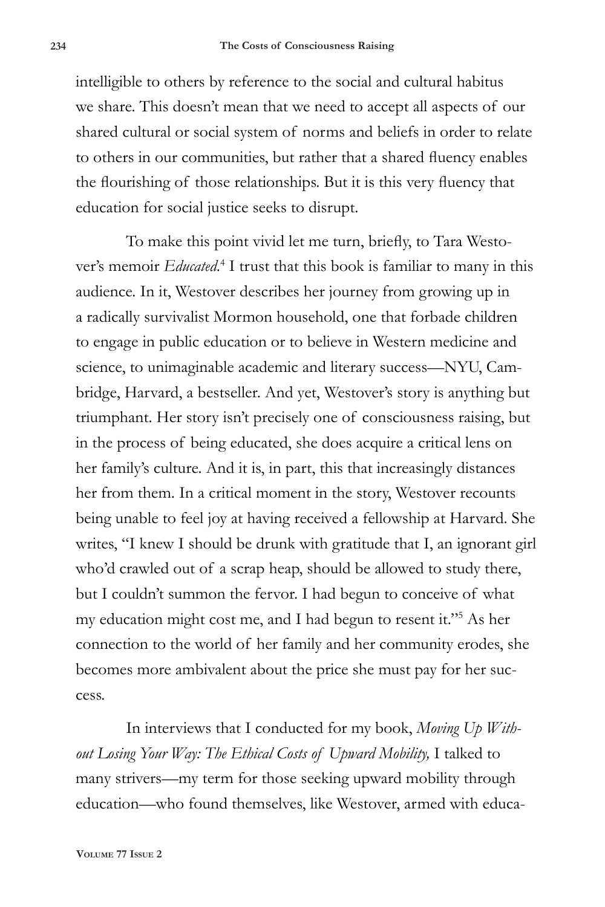intelligible to others by reference to the social and cultural habitus we share. This doesn't mean that we need to accept all aspects of our shared cultural or social system of norms and beliefs in order to relate to others in our communities, but rather that a shared fluency enables the flourishing of those relationships. But it is this very fluency that education for social justice seeks to disrupt.

To make this point vivid let me turn, briefly, to Tara Westover's memoir *Educated*.[4] I trust that this book is familiar to many in this audience. In it, Westover describes her journey from growing up in a radically survivalist Mormon household, one that forbade children to engage in public education or to believe in Western medicine and science, to unimaginable academic and literary success—NYU, Cambridge, Harvard, a bestseller. And yet, Westover's story is anything but triumphant. Her story isn't precisely one of consciousness raising, but in the process of being educated, she does acquire a critical lens on her family's culture. And it is, in part, this that increasingly distances her from them. In a critical moment in the story, Westover recounts being unable to feel joy at having received a fellowship at Harvard. She writes, "I knew I should be drunk with gratitude that I, an ignorant girl who'd crawled out of a scrap heap, should be allowed to study there, but I couldn't summon the fervor. I had begun to conceive of what my education might cost me, and I had begun to resent it."[5] As her connection to the world of her family and her community erodes, she becomes more ambivalent about the price she must pay for her success.

In interviews that I conducted for my book, *Moving Up Without Losing Your Way: The Ethical Costs of Upward Mobility,* I talked to many strivers—my term for those seeking upward mobility through education—who found themselves, like Westover, armed with educa-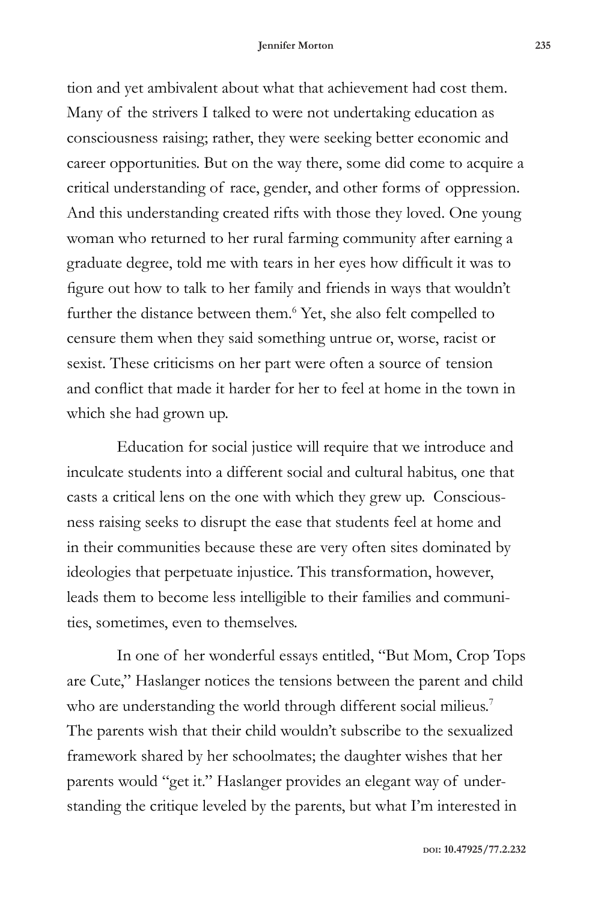tion and yet ambivalent about what that achievement had cost them. Many of the strivers I talked to were not undertaking education as consciousness raising; rather, they were seeking better economic and career opportunities. But on the way there, some did come to acquire a critical understanding of race, gender, and other forms of oppression. And this understanding created rifts with those they loved. One young woman who returned to her rural farming community after earning a graduate degree, told me with tears in her eyes how difficult it was to figure out how to talk to her family and friends in ways that wouldn't further the distance between them.[6] Yet, she also felt compelled to censure them when they said something untrue or, worse, racist or sexist. These criticisms on her part were often a source of tension and conflict that made it harder for her to feel at home in the town in which she had grown up.

Education for social justice will require that we introduce and inculcate students into a different social and cultural habitus, one that casts a critical lens on the one with which they grew up. Consciousness raising seeks to disrupt the ease that students feel at home and in their communities because these are very often sites dominated by ideologies that perpetuate injustice. This transformation, however, leads them to become less intelligible to their families and communities, sometimes, even to themselves.

In one of her wonderful essays entitled, "But Mom, Crop Tops are Cute," Haslanger notices the tensions between the parent and child who are understanding the world through different social milieus.[7] The parents wish that their child wouldn't subscribe to the sexualized framework shared by her schoolmates; the daughter wishes that her parents would "get it." Haslanger provides an elegant way of understanding the critique leveled by the parents, but what I'm interested in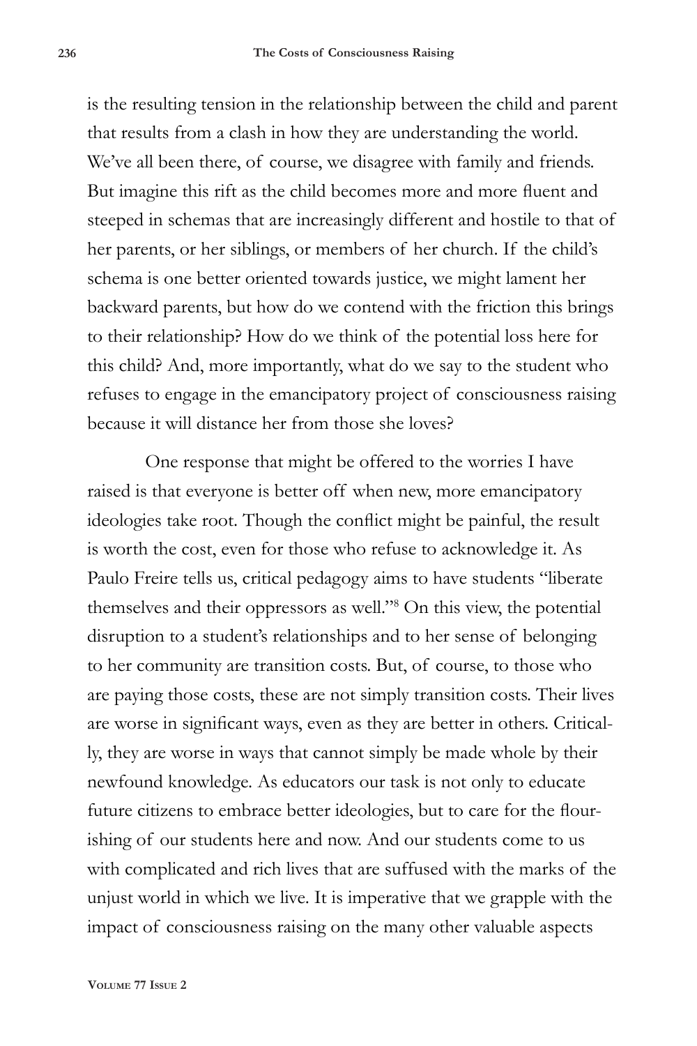is the resulting tension in the relationship between the child and parent that results from a clash in how they are understanding the world. We've all been there, of course, we disagree with family and friends. But imagine this rift as the child becomes more and more fluent and steeped in schemas that are increasingly different and hostile to that of her parents, or her siblings, or members of her church. If the child's schema is one better oriented towards justice, we might lament her backward parents, but how do we contend with the friction this brings to their relationship? How do we think of the potential loss here for this child? And, more importantly, what do we say to the student who refuses to engage in the emancipatory project of consciousness raising because it will distance her from those she loves?

One response that might be offered to the worries I have raised is that everyone is better off when new, more emancipatory ideologies take root. Though the conflict might be painful, the result is worth the cost, even for those who refuse to acknowledge it. As Paulo Freire tells us, critical pedagogy aims to have students "liberate themselves and their oppressors as well."[8] On this view, the potential disruption to a student's relationships and to her sense of belonging to her community are transition costs. But, of course, to those who are paying those costs, these are not simply transition costs. Their lives are worse in significant ways, even as they are better in others. Critically, they are worse in ways that cannot simply be made whole by their newfound knowledge. As educators our task is not only to educate future citizens to embrace better ideologies, but to care for the flourishing of our students here and now. And our students come to us with complicated and rich lives that are suffused with the marks of the unjust world in which we live. It is imperative that we grapple with the impact of consciousness raising on the many other valuable aspects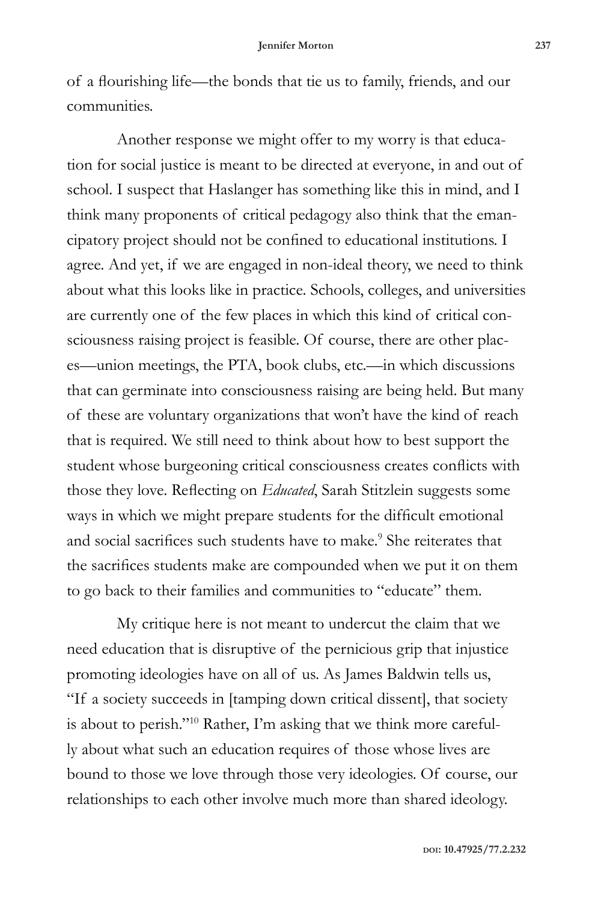of a flourishing life—the bonds that tie us to family, friends, and our communities.

Another response we might offer to my worry is that education for social justice is meant to be directed at everyone, in and out of school. I suspect that Haslanger has something like this in mind, and I think many proponents of critical pedagogy also think that the emancipatory project should not be confined to educational institutions. I agree. And yet, if we are engaged in non-ideal theory, we need to think about what this looks like in practice. Schools, colleges, and universities are currently one of the few places in which this kind of critical consciousness raising project is feasible. Of course, there are other places—union meetings, the PTA, book clubs, etc.—in which discussions that can germinate into consciousness raising are being held. But many of these are voluntary organizations that won't have the kind of reach that is required. We still need to think about how to best support the student whose burgeoning critical consciousness creates conflicts with those they love. Reflecting on *Educated*, Sarah Stitzlein suggests some ways in which we might prepare students for the difficult emotional and social sacrifices such students have to make.[9] She reiterates that the sacrifices students make are compounded when we put it on them to go back to their families and communities to "educate" them.

My critique here is not meant to undercut the claim that we need education that is disruptive of the pernicious grip that injustice promoting ideologies have on all of us. As James Baldwin tells us, "If a society succeeds in [tamping down critical dissent], that society is about to perish."[10] Rather, I'm asking that we think more carefully about what such an education requires of those whose lives are bound to those we love through those very ideologies. Of course, our relationships to each other involve much more than shared ideology.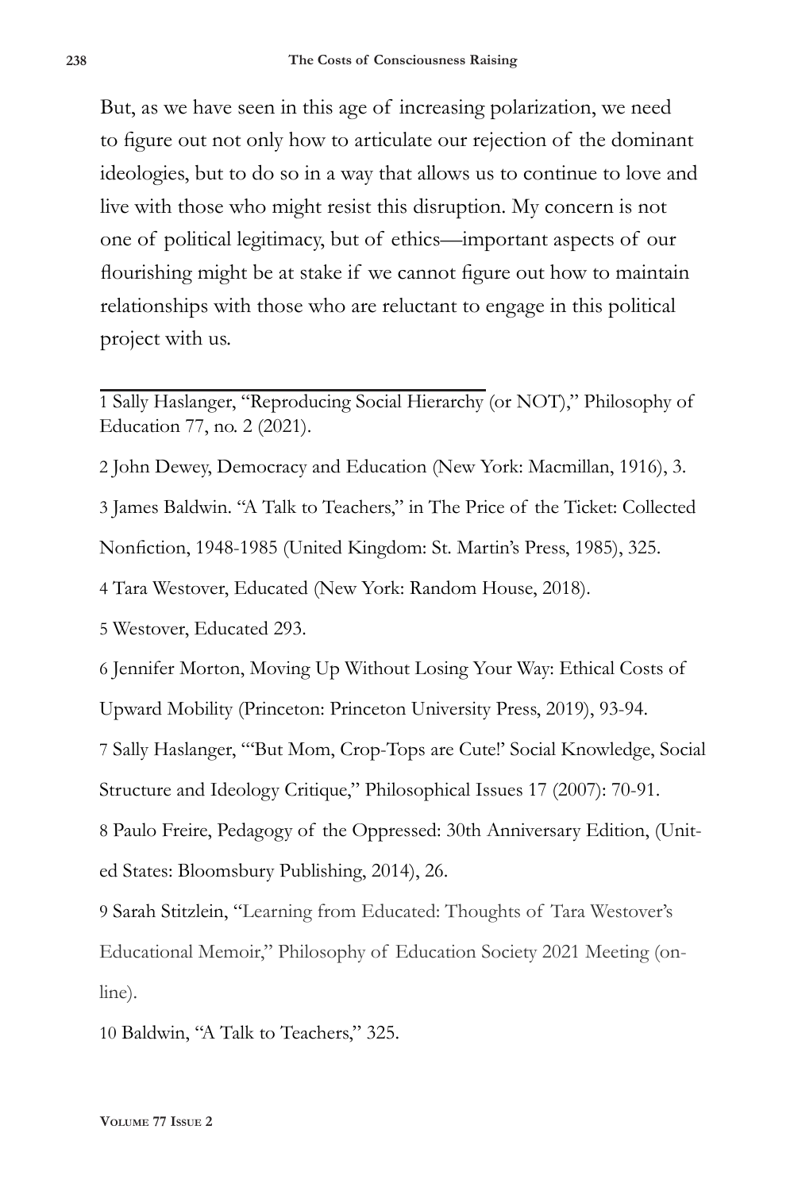But, as we have seen in this age of increasing polarization, we need to figure out not only how to articulate our rejection of the dominant ideologies, but to do so in a way that allows us to continue to love and live with those who might resist this disruption. My concern is not one of political legitimacy, but of ethics—important aspects of our flourishing might be at stake if we cannot figure out how to maintain relationships with those who are reluctant to engage in this political project with us.

---

1 Sally Haslanger, "Reproducing Social Hierarchy (or NOT)," Philosophy of Education 77, no. 2 (2021).

2 John Dewey, Democracy and Education (New York: Macmillan, 1916), 3.

3 James Baldwin. "A Talk to Teachers," in The Price of the Ticket: Collected Nonfiction, 1948-1985 (United Kingdom: St. Martin's Press, 1985), 325.

4 Tara Westover, Educated (New York: Random House, 2018).

5 Westover, Educated 293.

6 Jennifer Morton, Moving Up Without Losing Your Way: Ethical Costs of Upward Mobility (Princeton: Princeton University Press, 2019), 93-94.

7 Sally Haslanger, "'But Mom, Crop-Tops are Cute!' Social Knowledge, Social Structure and Ideology Critique," Philosophical Issues 17 (2007): 70-91.

8 Paulo Freire, Pedagogy of the Oppressed: 30th Anniversary Edition, (United States: Bloomsbury Publishing, 2014), 26.

9 Sarah Stitzlein, "Learning from Educated: Thoughts of Tara Westover's Educational Memoir," Philosophy of Education Society 2021 Meeting (online).

10 Baldwin, "A Talk to Teachers," 325.